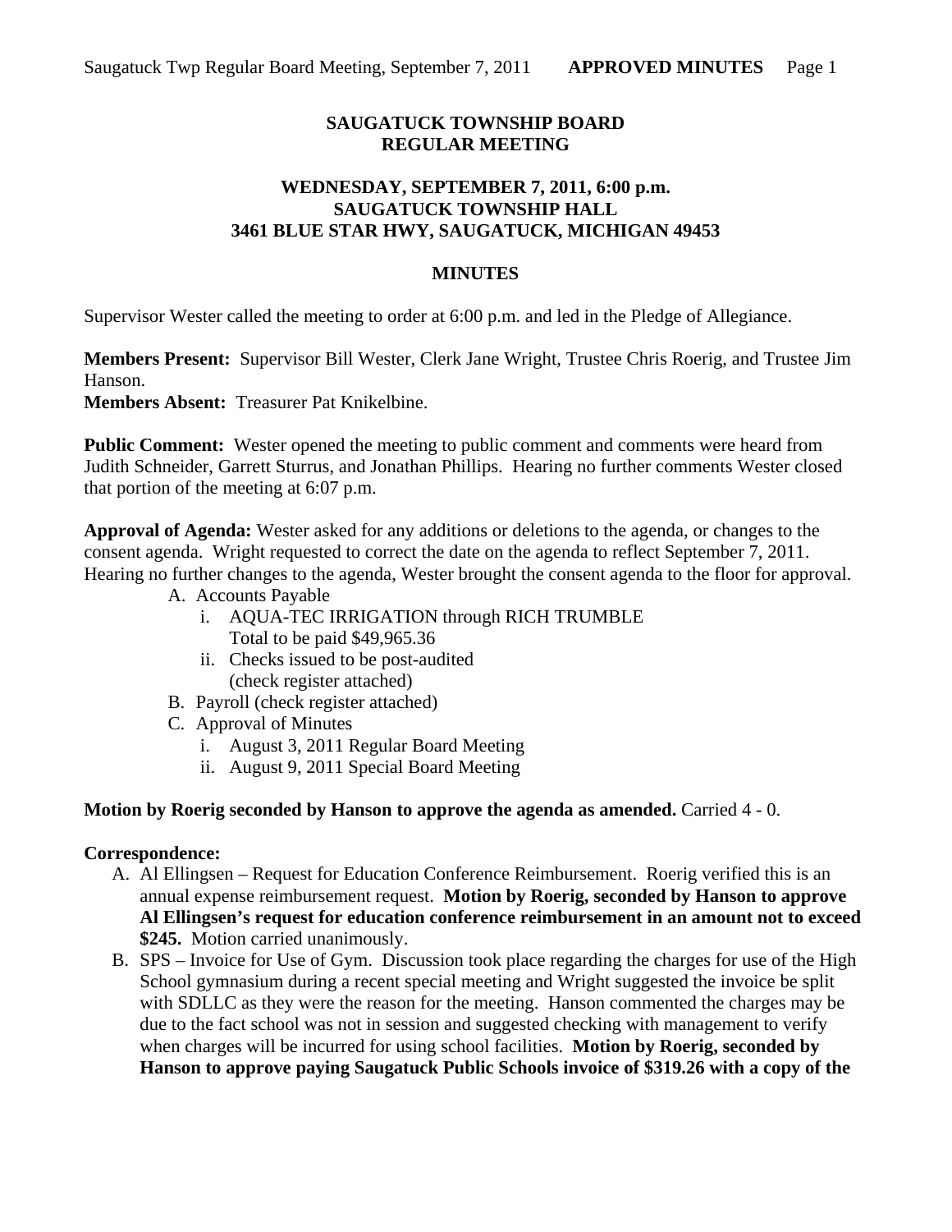**SAUGATUCK TOWNSHIP BOARD**
**REGULAR MEETING**

**WEDNESDAY, SEPTEMBER 7, 2011, 6:00 p.m.**
**SAUGATUCK TOWNSHIP HALL**
**3461 BLUE STAR HWY, SAUGATUCK, MICHIGAN 49453**

**MINUTES**

Supervisor Wester called the meeting to order at 6:00 p.m. and led in the Pledge of Allegiance.

**Members Present:** Supervisor Bill Wester, Clerk Jane Wright, Trustee Chris Roerig, and Trustee Jim Hanson.
**Members Absent:** Treasurer Pat Knikelbine.

**Public Comment:** Wester opened the meeting to public comment and comments were heard from Judith Schneider, Garrett Sturrus, and Jonathan Phillips. Hearing no further comments Wester closed that portion of the meeting at 6:07 p.m.

**Approval of Agenda:** Wester asked for any additions or deletions to the agenda, or changes to the consent agenda. Wright requested to correct the date on the agenda to reflect September 7, 2011. Hearing no further changes to the agenda, Wester brought the consent agenda to the floor for approval.

A. Accounts Payable
   i. AQUA-TEC IRRIGATION through RICH TRUMBLE
      Total to be paid $49,965.36
   ii. Checks issued to be post-audited
      (check register attached)
B. Payroll (check register attached)
C. Approval of Minutes
   i. August 3, 2011 Regular Board Meeting
   ii. August 9, 2011 Special Board Meeting

**Motion by Roerig seconded by Hanson to approve the agenda as amended.** Carried 4 - 0.

**Correspondence:**

A. Al Ellingsen – Request for Education Conference Reimbursement. Roerig verified this is an annual expense reimbursement request. **Motion by Roerig, seconded by Hanson to approve Al Ellingsen's request for education conference reimbursement in an amount not to exceed $245.** Motion carried unanimously.
B. SPS – Invoice for Use of Gym. Discussion took place regarding the charges for use of the High School gymnasium during a recent special meeting and Wright suggested the invoice be split with SDLLC as they were the reason for the meeting. Hanson commented the charges may be due to the fact school was not in session and suggested checking with management to verify when charges will be incurred for using school facilities. **Motion by Roerig, seconded by Hanson to approve paying Saugatuck Public Schools invoice of $319.26 with a copy of the**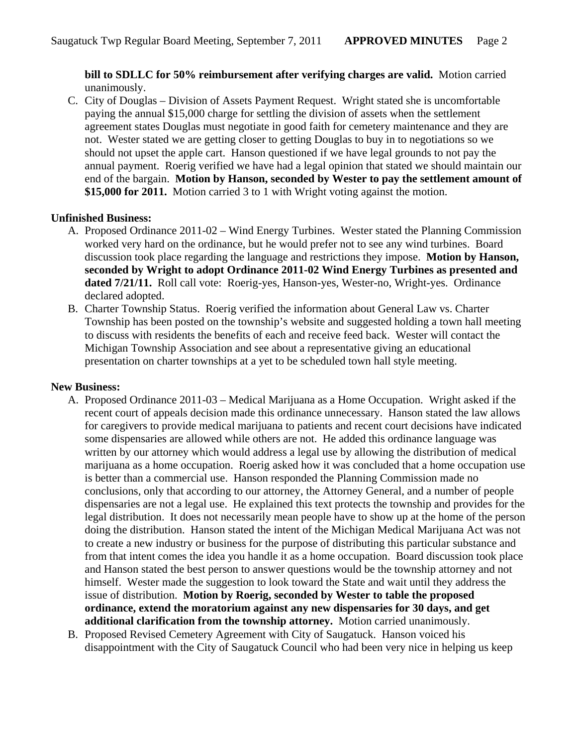**bill to SDLLC for 50% reimbursement after verifying charges are valid.** Motion carried unanimously.

C. City of Douglas – Division of Assets Payment Request. Wright stated she is uncomfortable paying the annual $15,000 charge for settling the division of assets when the settlement agreement states Douglas must negotiate in good faith for cemetery maintenance and they are not. Wester stated we are getting closer to getting Douglas to buy in to negotiations so we should not upset the apple cart. Hanson questioned if we have legal grounds to not pay the annual payment. Roerig verified we have had a legal opinion that stated we should maintain our end of the bargain. **Motion by Hanson, seconded by Wester to pay the settlement amount of $15,000 for 2011.** Motion carried 3 to 1 with Wright voting against the motion.

**Unfinished Business:**

A. Proposed Ordinance 2011-02 – Wind Energy Turbines. Wester stated the Planning Commission worked very hard on the ordinance, but he would prefer not to see any wind turbines. Board discussion took place regarding the language and restrictions they impose. **Motion by Hanson, seconded by Wright to adopt Ordinance 2011-02 Wind Energy Turbines as presented and dated 7/21/11.** Roll call vote: Roerig-yes, Hanson-yes, Wester-no, Wright-yes. Ordinance declared adopted.

B. Charter Township Status. Roerig verified the information about General Law vs. Charter Township has been posted on the township's website and suggested holding a town hall meeting to discuss with residents the benefits of each and receive feed back. Wester will contact the Michigan Township Association and see about a representative giving an educational presentation on charter townships at a yet to be scheduled town hall style meeting.

**New Business:**

A. Proposed Ordinance 2011-03 – Medical Marijuana as a Home Occupation. Wright asked if the recent court of appeals decision made this ordinance unnecessary. Hanson stated the law allows for caregivers to provide medical marijuana to patients and recent court decisions have indicated some dispensaries are allowed while others are not. He added this ordinance language was written by our attorney which would address a legal use by allowing the distribution of medical marijuana as a home occupation. Roerig asked how it was concluded that a home occupation use is better than a commercial use. Hanson responded the Planning Commission made no conclusions, only that according to our attorney, the Attorney General, and a number of people dispensaries are not a legal use. He explained this text protects the township and provides for the legal distribution. It does not necessarily mean people have to show up at the home of the person doing the distribution. Hanson stated the intent of the Michigan Medical Marijuana Act was not to create a new industry or business for the purpose of distributing this particular substance and from that intent comes the idea you handle it as a home occupation. Board discussion took place and Hanson stated the best person to answer questions would be the township attorney and not himself. Wester made the suggestion to look toward the State and wait until they address the issue of distribution. **Motion by Roerig, seconded by Wester to table the proposed ordinance, extend the moratorium against any new dispensaries for 30 days, and get additional clarification from the township attorney.** Motion carried unanimously.

B. Proposed Revised Cemetery Agreement with City of Saugatuck. Hanson voiced his disappointment with the City of Saugatuck Council who had been very nice in helping us keep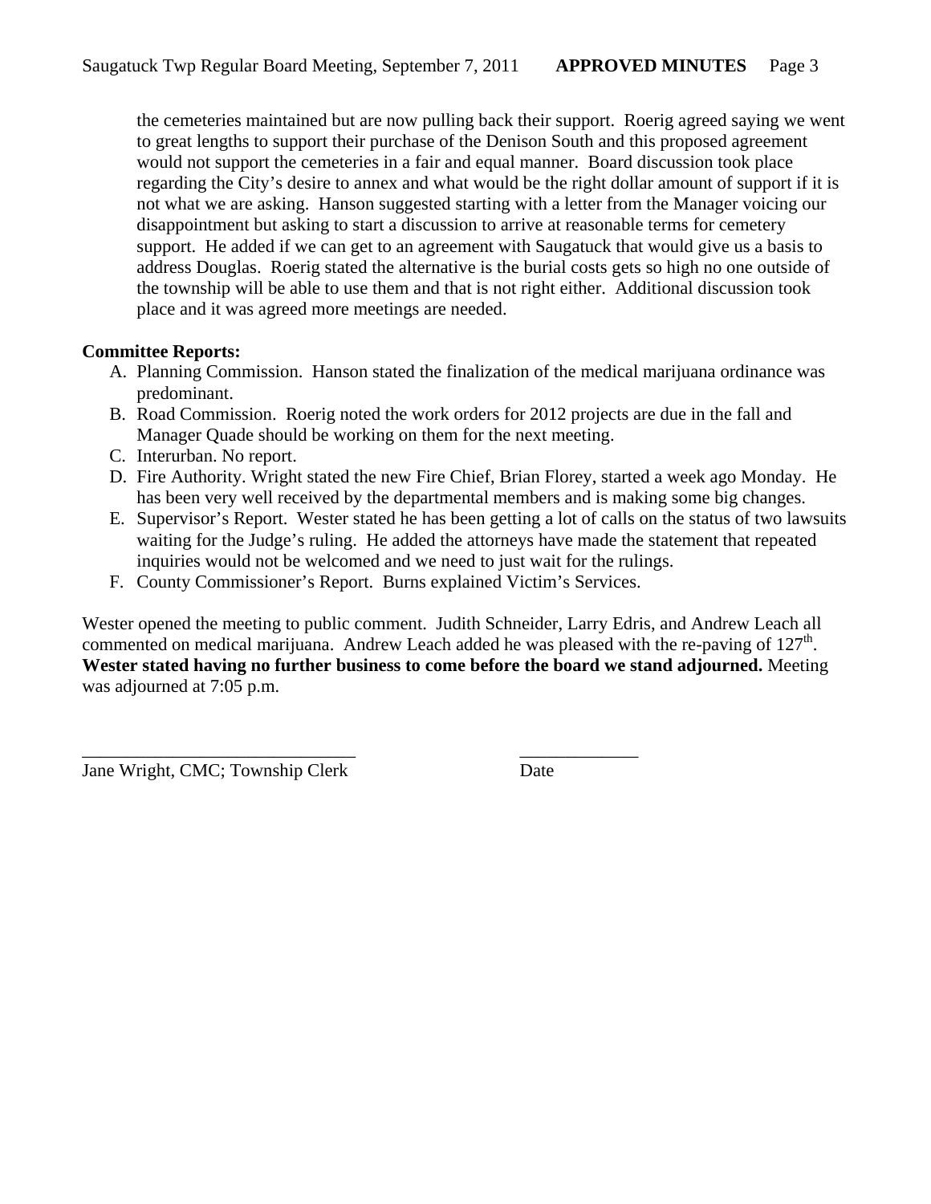the cemeteries maintained but are now pulling back their support. Roerig agreed saying we went to great lengths to support their purchase of the Denison South and this proposed agreement would not support the cemeteries in a fair and equal manner. Board discussion took place regarding the City's desire to annex and what would be the right dollar amount of support if it is not what we are asking. Hanson suggested starting with a letter from the Manager voicing our disappointment but asking to start a discussion to arrive at reasonable terms for cemetery support. He added if we can get to an agreement with Saugatuck that would give us a basis to address Douglas. Roerig stated the alternative is the burial costs gets so high no one outside of the township will be able to use them and that is not right either. Additional discussion took place and it was agreed more meetings are needed.

**Committee Reports:**

A. Planning Commission. Hanson stated the finalization of the medical marijuana ordinance was predominant.
B. Road Commission. Roerig noted the work orders for 2012 projects are due in the fall and Manager Quade should be working on them for the next meeting.
C. Interurban. No report.
D. Fire Authority. Wright stated the new Fire Chief, Brian Florey, started a week ago Monday. He has been very well received by the departmental members and is making some big changes.
E. Supervisor's Report. Wester stated he has been getting a lot of calls on the status of two lawsuits waiting for the Judge's ruling. He added the attorneys have made the statement that repeated inquiries would not be welcomed and we need to just wait for the rulings.
F. County Commissioner's Report. Burns explained Victim's Services.

Wester opened the meeting to public comment. Judith Schneider, Larry Edris, and Andrew Leach all commented on medical marijuana. Andrew Leach added he was pleased with the re-paving of 127th. **Wester stated having no further business to come before the board we stand adjourned.** Meeting was adjourned at 7:05 p.m.

_______________________________ _____________
Jane Wright, CMC; Township Clerk Date